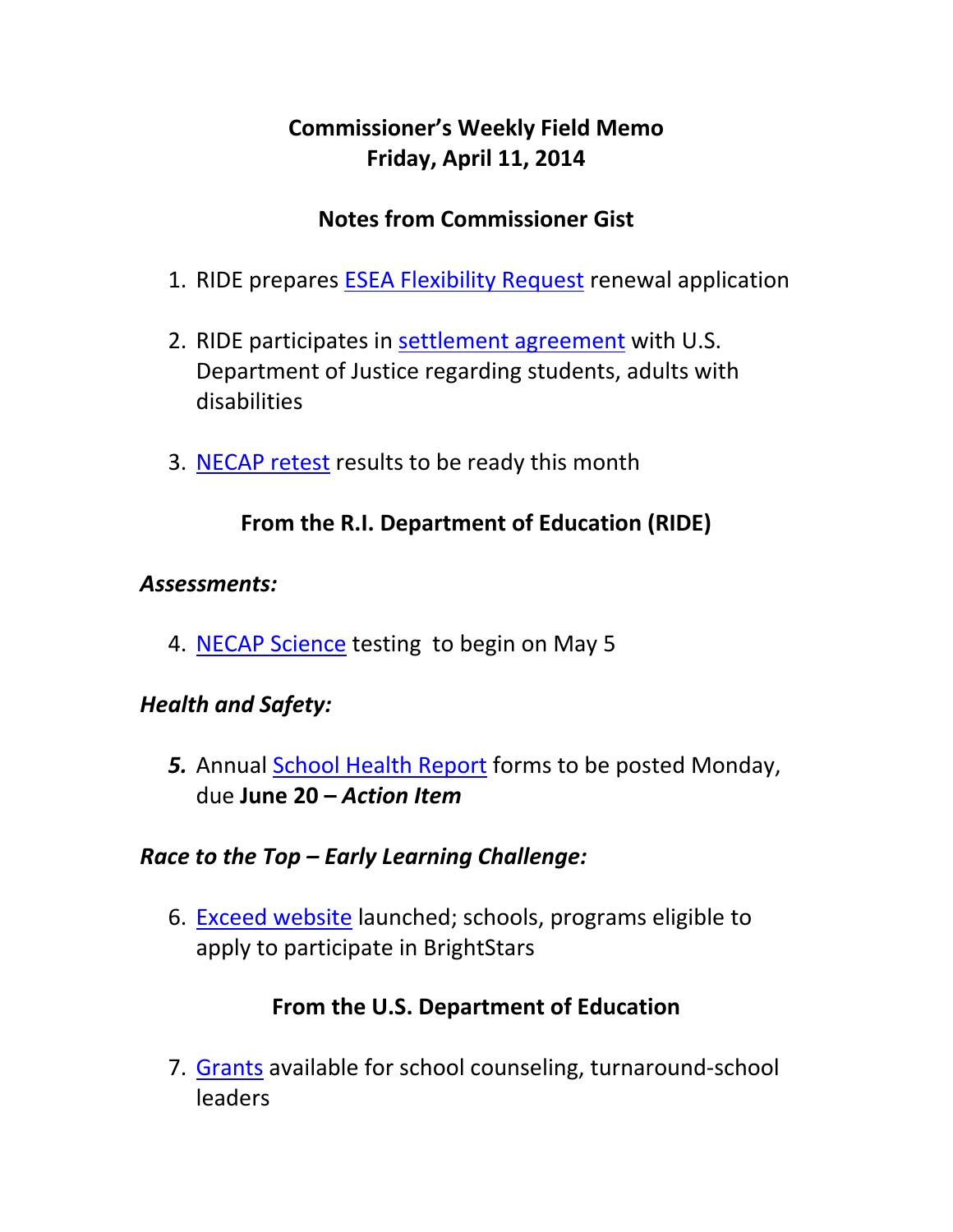# Commissioner's Weekly Field Memo
# Friday, April 11, 2014

## Notes from Commissioner Gist

1. RIDE prepares ESEA Flexibility Request renewal application

2. RIDE participates in settlement agreement with U.S. Department of Justice regarding students, adults with disabilities

3. NECAP retest results to be ready this month

## From the R.I. Department of Education (RIDE)

### *Assessments:*

4. NECAP Science testing to begin on May 5

### *Health and Safety:*

5. Annual School Health Report forms to be posted Monday, due **June 20 – *Action Item***

### *Race to the Top – Early Learning Challenge:*

6. Exceed website launched; schools, programs eligible to apply to participate in BrightStars

## From the U.S. Department of Education

7. Grants available for school counseling, turnaround-school leaders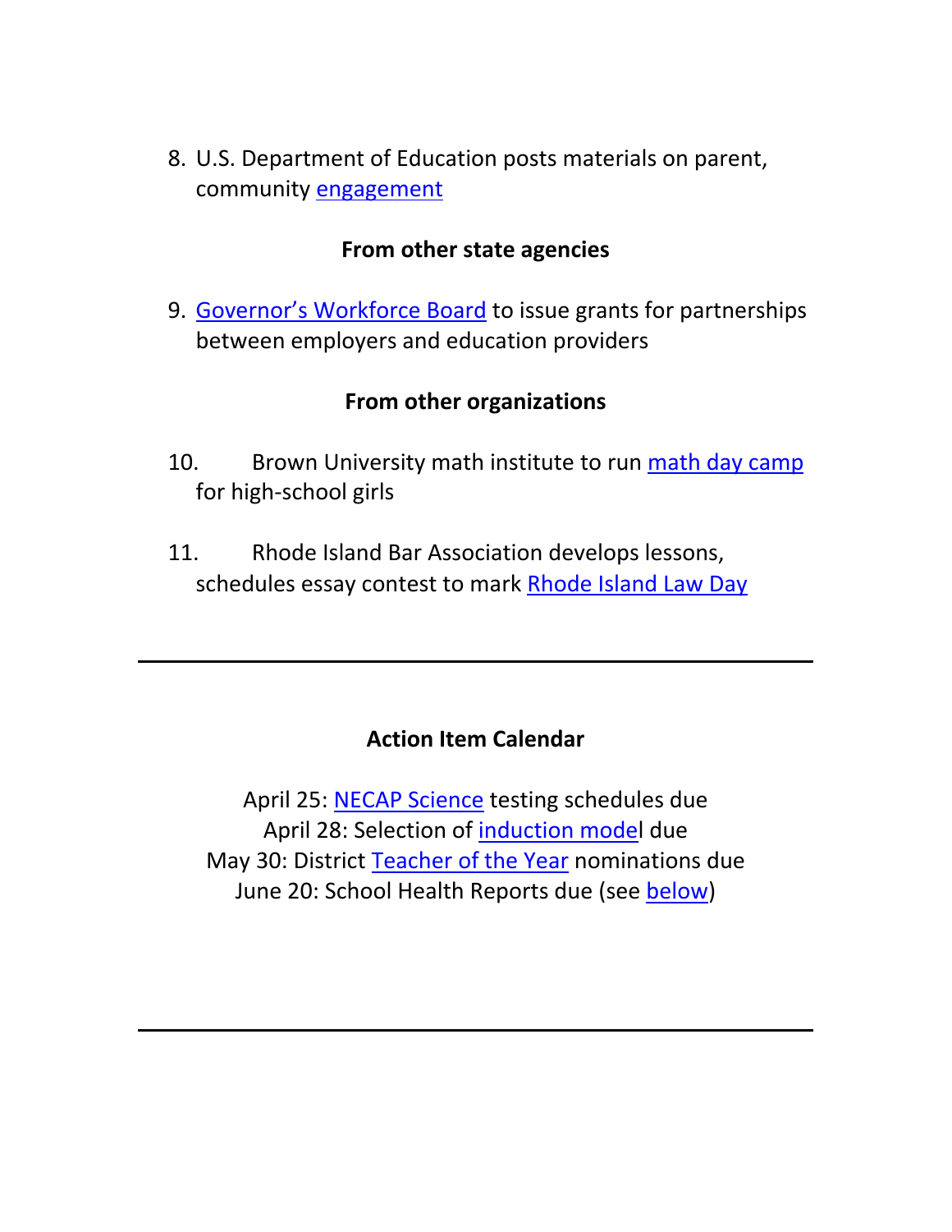8. U.S. Department of Education posts materials on parent, community engagement

**From other state agencies**

9. Governor's Workforce Board to issue grants for partnerships between employers and education providers

**From other organizations**

10. Brown University math institute to run math day camp for high-school girls

11. Rhode Island Bar Association develops lessons, schedules essay contest to mark Rhode Island Law Day

---

**Action Item Calendar**

April 25: NECAP Science testing schedules due
April 28: Selection of induction model due
May 30: District Teacher of the Year nominations due
June 20: School Health Reports due (see below)

---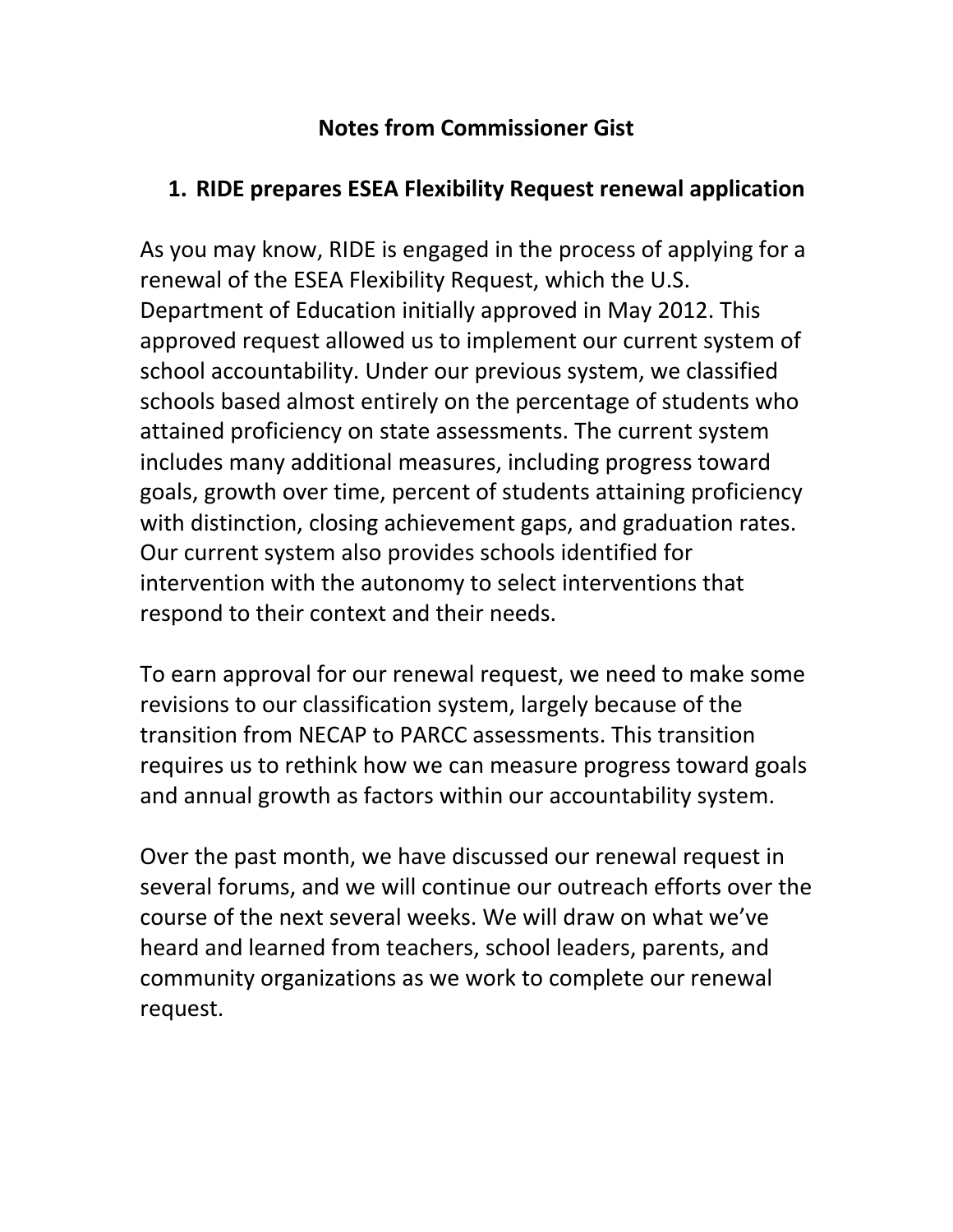# Notes from Commissioner Gist

## 1. RIDE prepares ESEA Flexibility Request renewal application

As you may know, RIDE is engaged in the process of applying for a renewal of the ESEA Flexibility Request, which the U.S. Department of Education initially approved in May 2012. This approved request allowed us to implement our current system of school accountability. Under our previous system, we classified schools based almost entirely on the percentage of students who attained proficiency on state assessments. The current system includes many additional measures, including progress toward goals, growth over time, percent of students attaining proficiency with distinction, closing achievement gaps, and graduation rates. Our current system also provides schools identified for intervention with the autonomy to select interventions that respond to their context and their needs.

To earn approval for our renewal request, we need to make some revisions to our classification system, largely because of the transition from NECAP to PARCC assessments. This transition requires us to rethink how we can measure progress toward goals and annual growth as factors within our accountability system.

Over the past month, we have discussed our renewal request in several forums, and we will continue our outreach efforts over the course of the next several weeks. We will draw on what we've heard and learned from teachers, school leaders, parents, and community organizations as we work to complete our renewal request.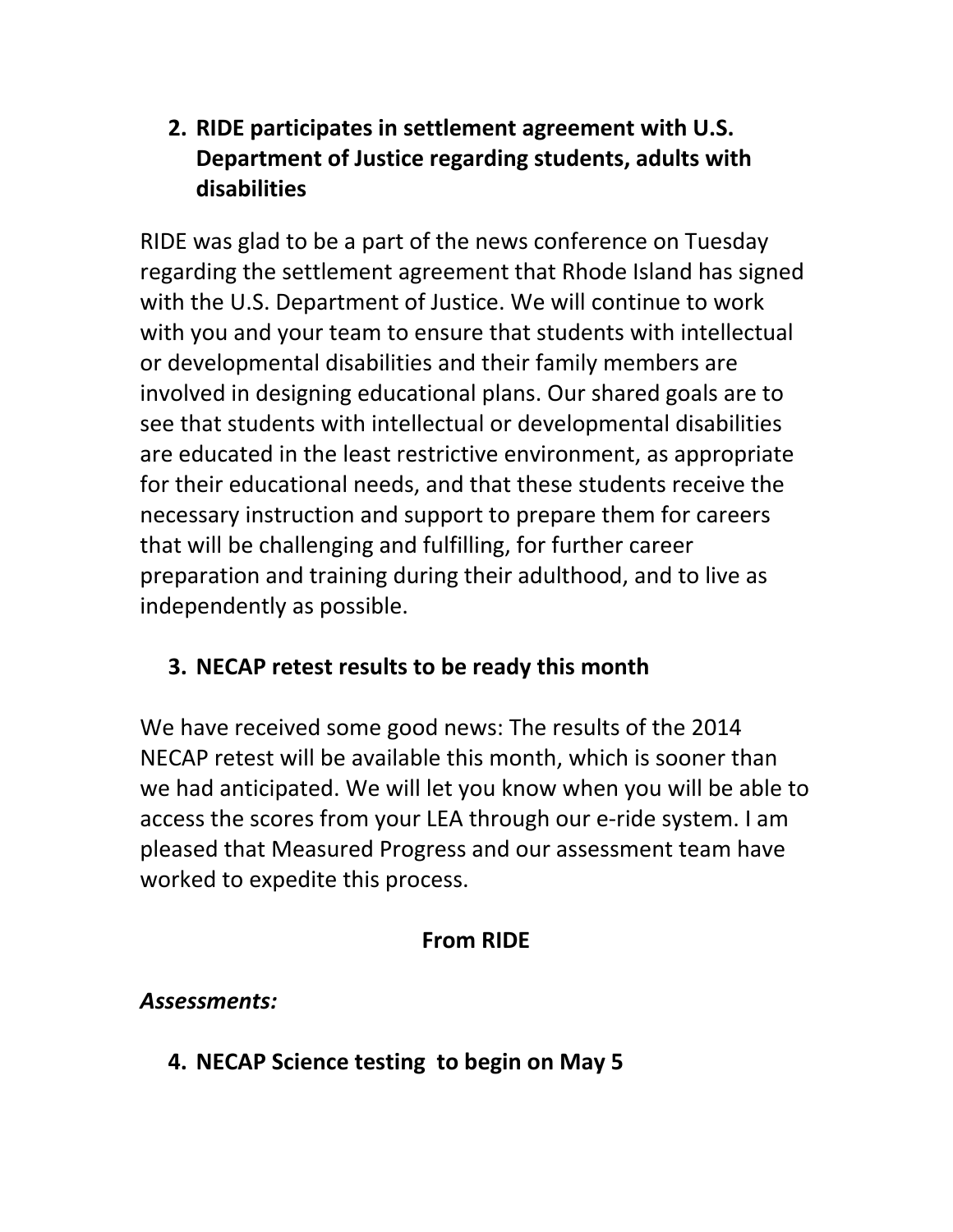## 2. RIDE participates in settlement agreement with U.S. Department of Justice regarding students, adults with disabilities

RIDE was glad to be a part of the news conference on Tuesday regarding the settlement agreement that Rhode Island has signed with the U.S. Department of Justice. We will continue to work with you and your team to ensure that students with intellectual or developmental disabilities and their family members are involved in designing educational plans. Our shared goals are to see that students with intellectual or developmental disabilities are educated in the least restrictive environment, as appropriate for their educational needs, and that these students receive the necessary instruction and support to prepare them for careers that will be challenging and fulfilling, for further career preparation and training during their adulthood, and to live as independently as possible.

## 3. NECAP retest results to be ready this month

We have received some good news: The results of the 2014 NECAP retest will be available this month, which is sooner than we had anticipated. We will let you know when you will be able to access the scores from your LEA through our e-ride system. I am pleased that Measured Progress and our assessment team have worked to expedite this process.

# From RIDE

***Assessments:***

## 4. NECAP Science testing to begin on May 5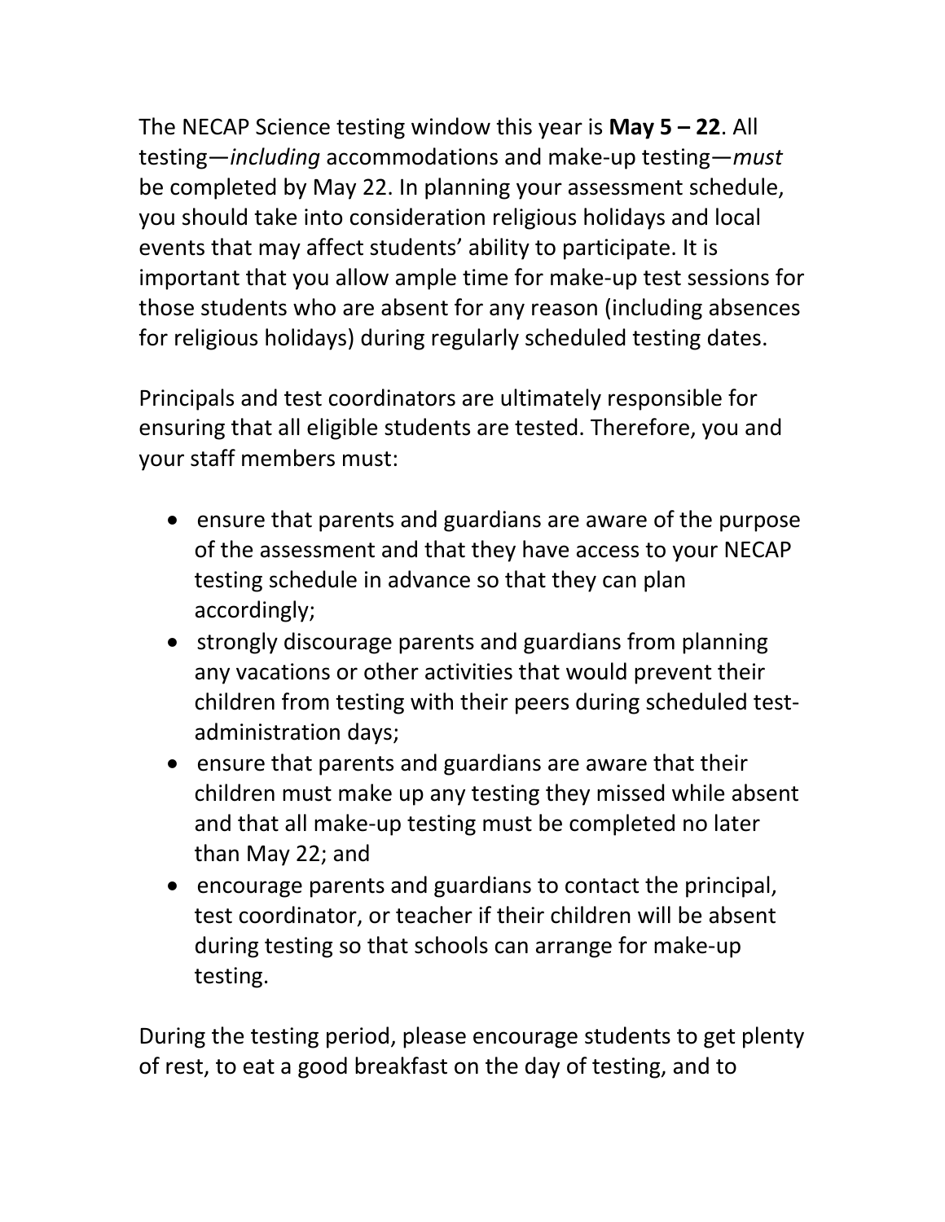The NECAP Science testing window this year is **May 5 – 22**. All testing—*including* accommodations and make-up testing—*must* be completed by May 22. In planning your assessment schedule, you should take into consideration religious holidays and local events that may affect students' ability to participate. It is important that you allow ample time for make-up test sessions for those students who are absent for any reason (including absences for religious holidays) during regularly scheduled testing dates.

Principals and test coordinators are ultimately responsible for ensuring that all eligible students are tested. Therefore, you and your staff members must:

- ensure that parents and guardians are aware of the purpose of the assessment and that they have access to your NECAP testing schedule in advance so that they can plan accordingly;
- strongly discourage parents and guardians from planning any vacations or other activities that would prevent their children from testing with their peers during scheduled test-administration days;
- ensure that parents and guardians are aware that their children must make up any testing they missed while absent and that all make-up testing must be completed no later than May 22; and
- encourage parents and guardians to contact the principal, test coordinator, or teacher if their children will be absent during testing so that schools can arrange for make-up testing.

During the testing period, please encourage students to get plenty of rest, to eat a good breakfast on the day of testing, and to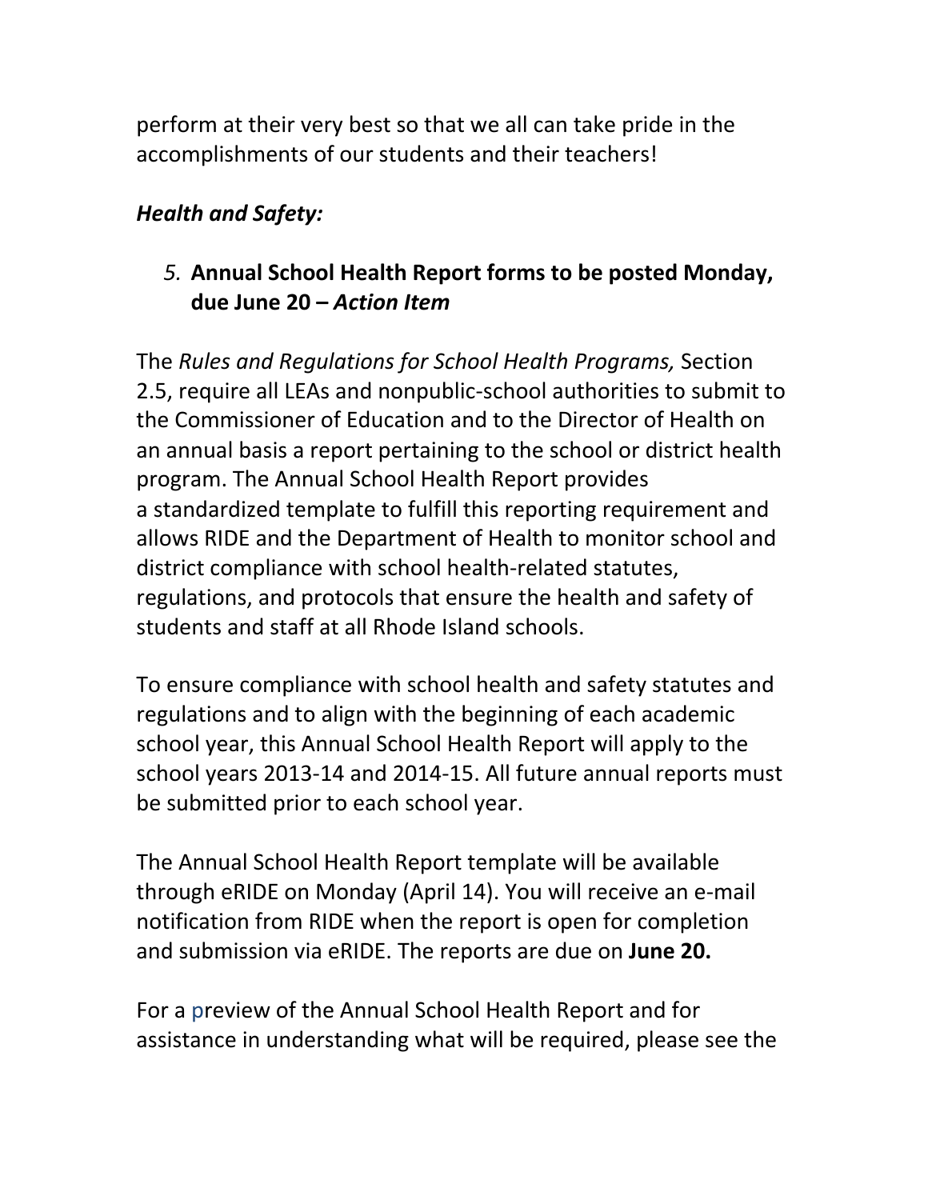perform at their very best so that we all can take pride in the accomplishments of our students and their teachers!

***Health and Safety:***

5. **Annual School Health Report forms to be posted Monday, due June 20 –** ***Action Item***

The *Rules and Regulations for School Health Programs,* Section 2.5, require all LEAs and nonpublic-school authorities to submit to the Commissioner of Education and to the Director of Health on an annual basis a report pertaining to the school or district health program. The Annual School Health Report provides a standardized template to fulfill this reporting requirement and allows RIDE and the Department of Health to monitor school and district compliance with school health-related statutes, regulations, and protocols that ensure the health and safety of students and staff at all Rhode Island schools.

To ensure compliance with school health and safety statutes and regulations and to align with the beginning of each academic school year, this Annual School Health Report will apply to the school years 2013-14 and 2014-15. All future annual reports must be submitted prior to each school year.

The Annual School Health Report template will be available through eRIDE on Monday (April 14). You will receive an e-mail notification from RIDE when the report is open for completion and submission via eRIDE. The reports are due on **June 20.**

For a preview of the Annual School Health Report and for assistance in understanding what will be required, please see the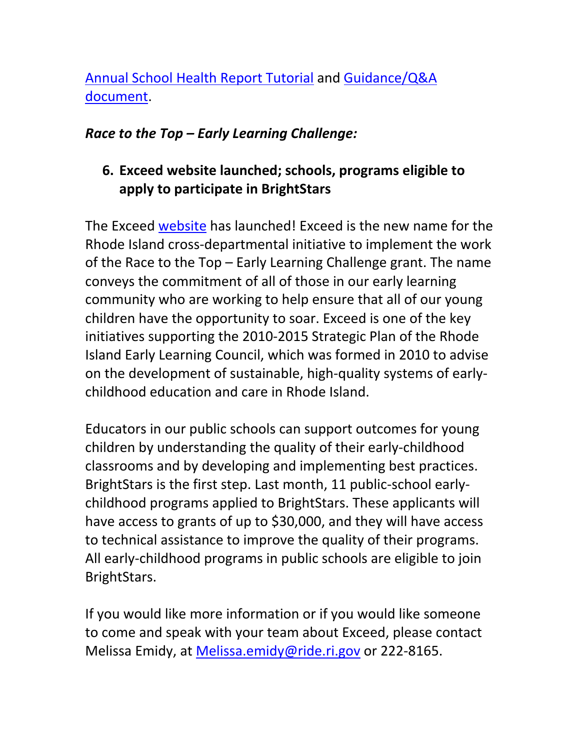Annual School Health Report Tutorial and Guidance/Q&A document.

***Race to the Top – Early Learning Challenge:***

6. **Exceed website launched; schools, programs eligible to apply to participate in BrightStars**

The Exceed website has launched! Exceed is the new name for the Rhode Island cross-departmental initiative to implement the work of the Race to the Top – Early Learning Challenge grant. The name conveys the commitment of all of those in our early learning community who are working to help ensure that all of our young children have the opportunity to soar. Exceed is one of the key initiatives supporting the 2010-2015 Strategic Plan of the Rhode Island Early Learning Council, which was formed in 2010 to advise on the development of sustainable, high-quality systems of early-childhood education and care in Rhode Island.

Educators in our public schools can support outcomes for young children by understanding the quality of their early-childhood classrooms and by developing and implementing best practices. BrightStars is the first step. Last month, 11 public-school early-childhood programs applied to BrightStars. These applicants will have access to grants of up to $30,000, and they will have access to technical assistance to improve the quality of their programs. All early-childhood programs in public schools are eligible to join BrightStars.

If you would like more information or if you would like someone to come and speak with your team about Exceed, please contact Melissa Emidy, at Melissa.emidy@ride.ri.gov or 222-8165.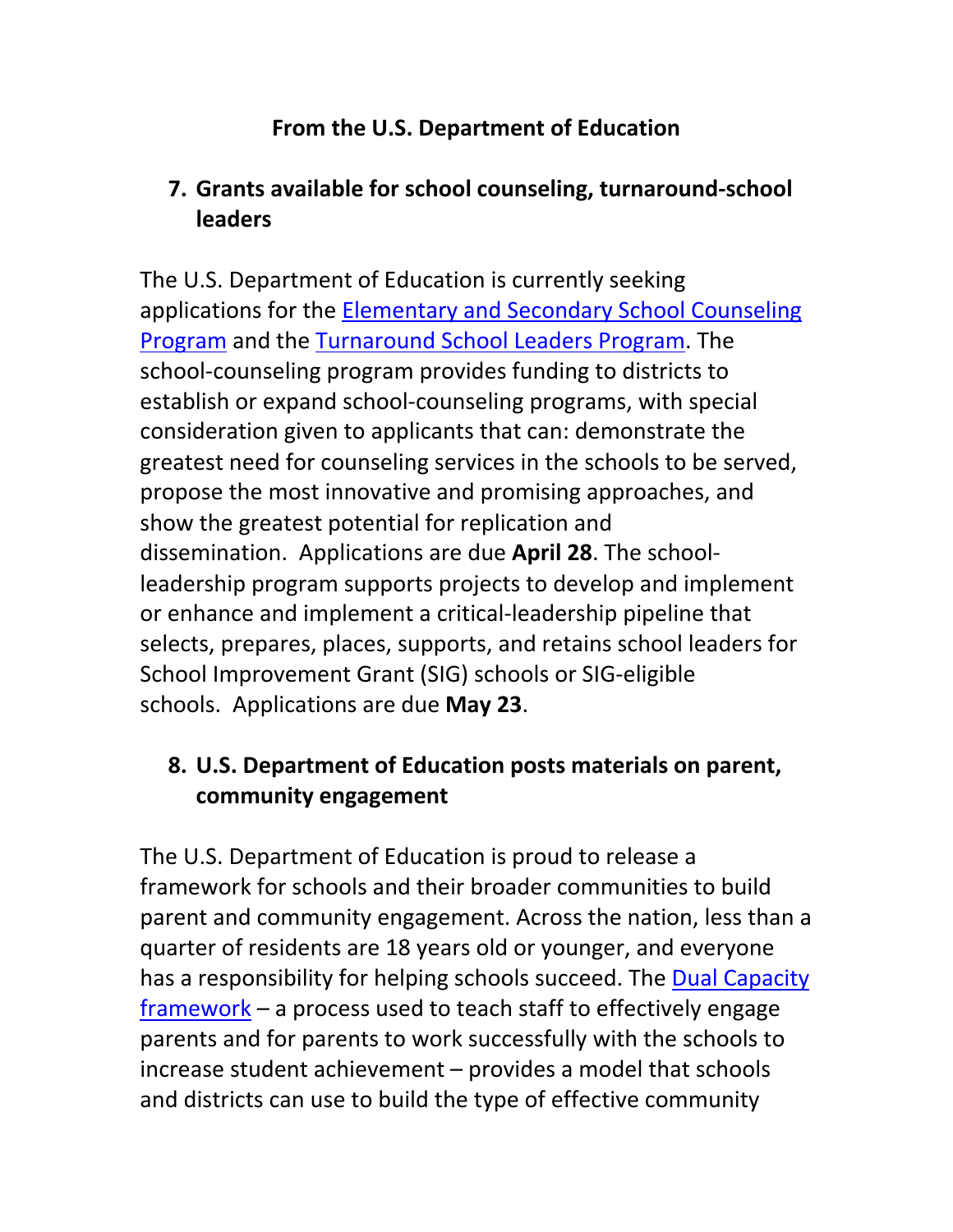**From the U.S. Department of Education**

7. **Grants available for school counseling, turnaround-school leaders**

The U.S. Department of Education is currently seeking applications for the Elementary and Secondary School Counseling Program and the Turnaround School Leaders Program. The school-counseling program provides funding to districts to establish or expand school-counseling programs, with special consideration given to applicants that can: demonstrate the greatest need for counseling services in the schools to be served, propose the most innovative and promising approaches, and show the greatest potential for replication and dissemination. Applications are due **April 28**. The school-leadership program supports projects to develop and implement or enhance and implement a critical-leadership pipeline that selects, prepares, places, supports, and retains school leaders for School Improvement Grant (SIG) schools or SIG-eligible schools. Applications are due **May 23**.

8. **U.S. Department of Education posts materials on parent, community engagement**

The U.S. Department of Education is proud to release a framework for schools and their broader communities to build parent and community engagement. Across the nation, less than a quarter of residents are 18 years old or younger, and everyone has a responsibility for helping schools succeed. The Dual Capacity framework – a process used to teach staff to effectively engage parents and for parents to work successfully with the schools to increase student achievement – provides a model that schools and districts can use to build the type of effective community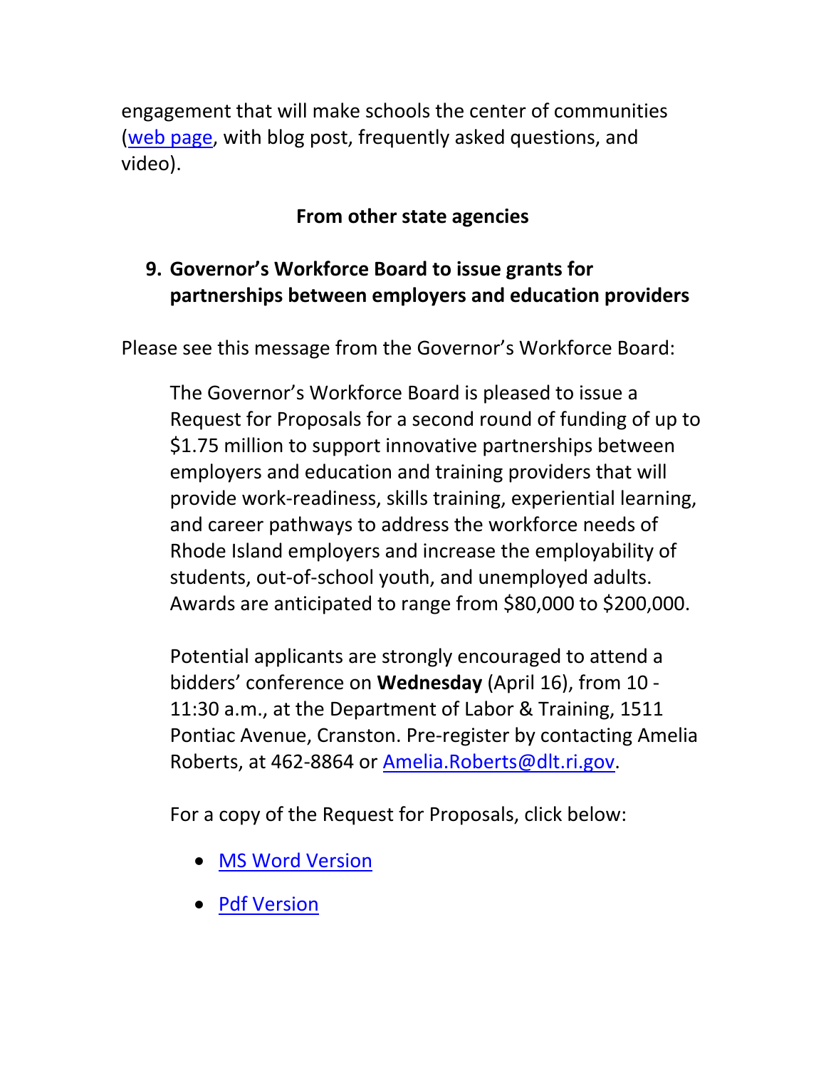engagement that will make schools the center of communities (web page, with blog post, frequently asked questions, and video).

**From other state agencies**

9. **Governor's Workforce Board to issue grants for partnerships between employers and education providers**

Please see this message from the Governor's Workforce Board:

> The Governor's Workforce Board is pleased to issue a Request for Proposals for a second round of funding of up to $1.75 million to support innovative partnerships between employers and education and training providers that will provide work-readiness, skills training, experiential learning, and career pathways to address the workforce needs of Rhode Island employers and increase the employability of students, out-of-school youth, and unemployed adults. Awards are anticipated to range from $80,000 to $200,000.
>
> Potential applicants are strongly encouraged to attend a bidders' conference on **Wednesday** (April 16), from 10 - 11:30 a.m., at the Department of Labor & Training, 1511 Pontiac Avenue, Cranston. Pre-register by contacting Amelia Roberts, at 462-8864 or Amelia.Roberts@dlt.ri.gov.
>
> For a copy of the Request for Proposals, click below:
>
> - MS Word Version
> - Pdf Version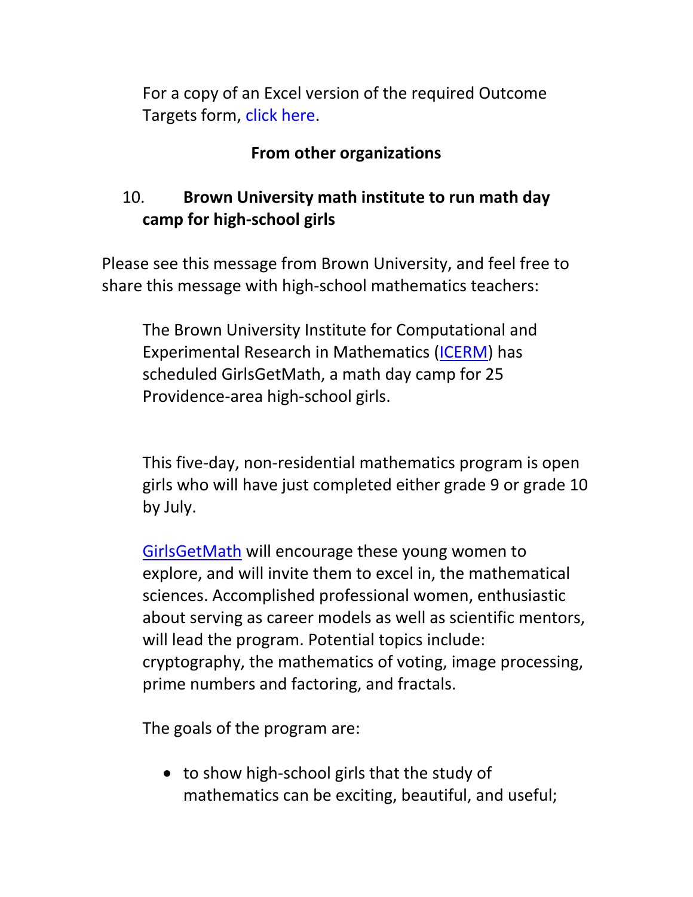For a copy of an Excel version of the required Outcome Targets form, click here.

### From other organizations

#### 10. Brown University math institute to run math day camp for high-school girls

Please see this message from Brown University, and feel free to share this message with high-school mathematics teachers:

> The Brown University Institute for Computational and Experimental Research in Mathematics (ICERM) has scheduled GirlsGetMath, a math day camp for 25 Providence-area high-school girls.
>
> This five-day, non-residential mathematics program is open girls who will have just completed either grade 9 or grade 10 by July.
>
> GirlsGetMath will encourage these young women to explore, and will invite them to excel in, the mathematical sciences. Accomplished professional women, enthusiastic about serving as career models as well as scientific mentors, will lead the program. Potential topics include: cryptography, the mathematics of voting, image processing, prime numbers and factoring, and fractals.
>
> The goals of the program are:
>
> - to show high-school girls that the study of mathematics can be exciting, beautiful, and useful;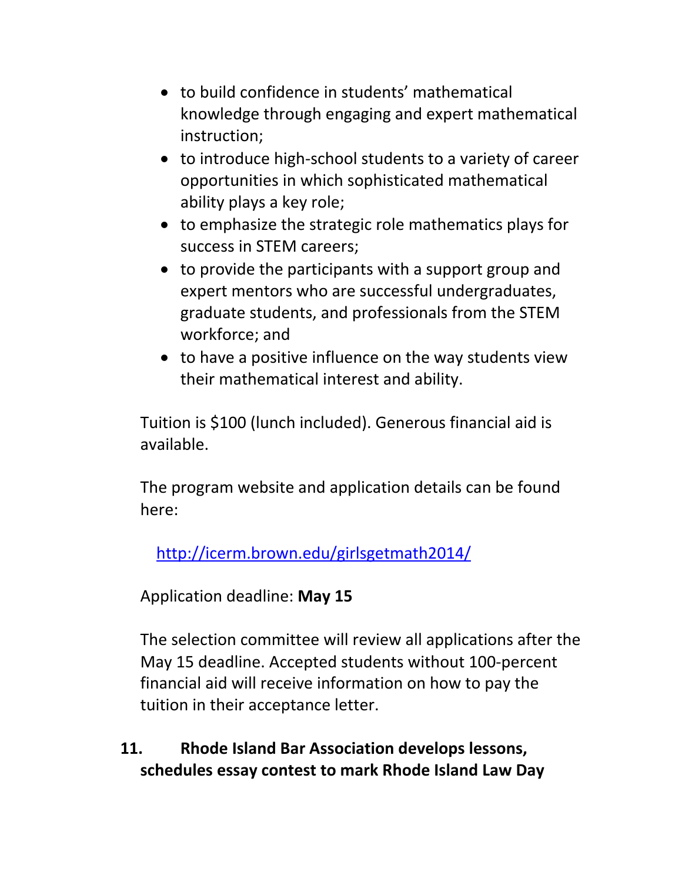- to build confidence in students' mathematical knowledge through engaging and expert mathematical instruction;
- to introduce high-school students to a variety of career opportunities in which sophisticated mathematical ability plays a key role;
- to emphasize the strategic role mathematics plays for success in STEM careers;
- to provide the participants with a support group and expert mentors who are successful undergraduates, graduate students, and professionals from the STEM workforce; and
- to have a positive influence on the way students view their mathematical interest and ability.

Tuition is $100 (lunch included). Generous financial aid is available.

The program website and application details can be found here:

[http://icerm.brown.edu/girlsgetmath2014/](http://icerm.brown.edu/girlsgetmath2014/)

Application deadline: **May 15**

The selection committee will review all applications after the May 15 deadline. Accepted students without 100-percent financial aid will receive information on how to pay the tuition in their acceptance letter.

**11. Rhode Island Bar Association develops lessons, schedules essay contest to mark Rhode Island Law Day**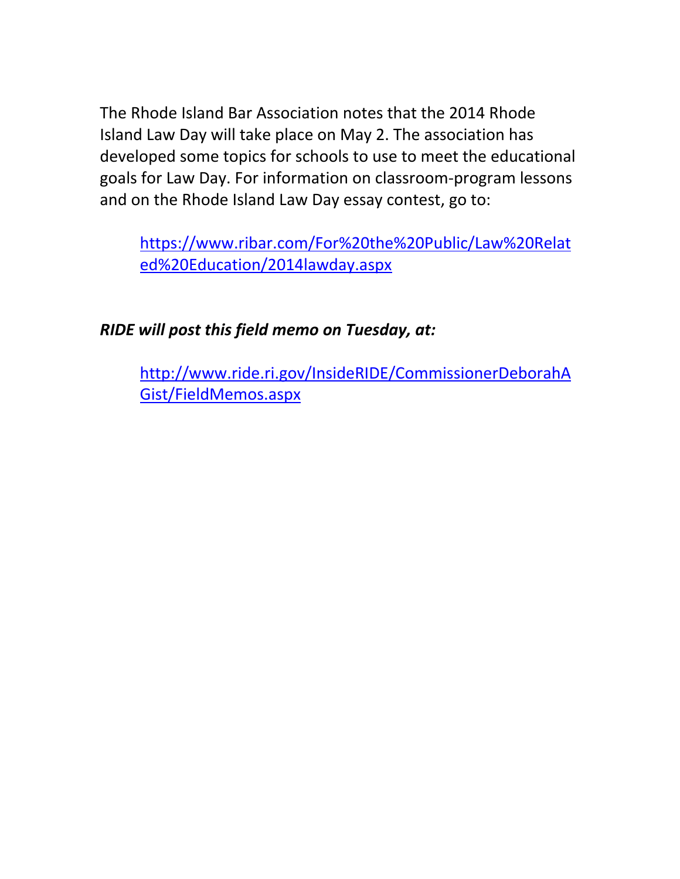The Rhode Island Bar Association notes that the 2014 Rhode Island Law Day will take place on May 2. The association has developed some topics for schools to use to meet the educational goals for Law Day. For information on classroom-program lessons and on the Rhode Island Law Day essay contest, go to:

> https://www.ribar.com/For%20the%20Public/Law%20Related%20Education/2014lawday.aspx

***RIDE will post this field memo on Tuesday, at:***

> http://www.ride.ri.gov/InsideRIDE/CommissionerDeborahAGist/FieldMemos.aspx